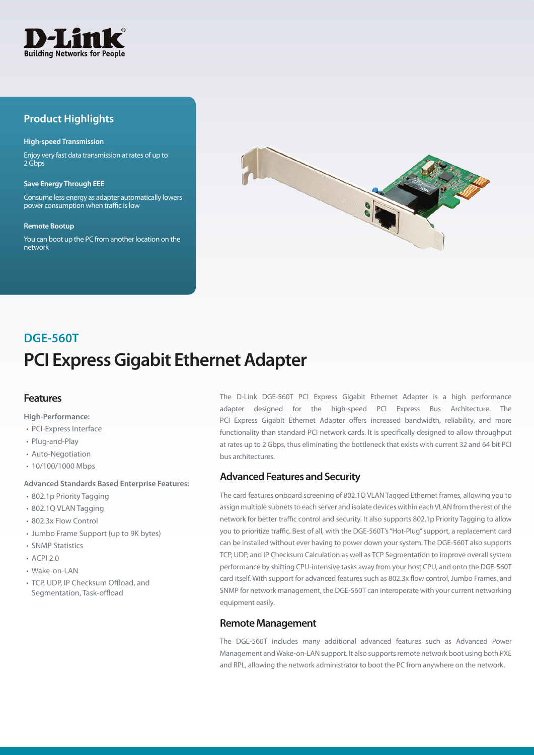D-Link
Building Networks for People

## Product Highlights

**High-speed Transmission**

Enjoy very fast data transmission at rates of up to 2 Gbps

**Save Energy Through EEE**

Consume less energy as adapter automatically lowers power consumption when traffic is low

**Remote Bootup**

You can boot up the PC from another location on the network

## DGE-560T

# PCI Express Gigabit Ethernet Adapter

## Features

**High-Performance:**

- PCI-Express Interface
- Plug-and-Play
- Auto-Negotiation
- 10/100/1000 Mbps

**Advanced Standards Based Enterprise Features:**

- 802.1p Priority Tagging
- 802.1Q VLAN Tagging
- 802.3x Flow Control
- Jumbo Frame Support (up to 9K bytes)
- SNMP Statistics
- ACPI 2.0
- Wake-on-LAN
- TCP, UDP, IP Checksum Offload, and Segmentation, Task-offload

The D-Link DGE-560T PCI Express Gigabit Ethernet Adapter is a high performance adapter designed for the high-speed PCI Express Bus Architecture. The PCI Express Gigabit Ethernet Adapter offers increased bandwidth, reliability, and more functionality than standard PCI network cards. It is specifically designed to allow throughput at rates up to 2 Gbps, thus eliminating the bottleneck that exists with current 32 and 64 bit PCI bus architectures.

## Advanced Features and Security

The card features onboard screening of 802.1Q VLAN Tagged Ethernet frames, allowing you to assign multiple subnets to each server and isolate devices within each VLAN from the rest of the network for better traffic control and security. It also supports 802.1p Priority Tagging to allow you to prioritize traffic. Best of all, with the DGE-560T's "Hot-Plug" support, a replacement card can be installed without ever having to power down your system. The DGE-560T also supports TCP, UDP, and IP Checksum Calculation as well as TCP Segmentation to improve overall system performance by shifting CPU-intensive tasks away from your host CPU, and onto the DGE-560T card itself. With support for advanced features such as 802.3x flow control, Jumbo Frames, and SNMP for network management, the DGE-560T can interoperate with your current networking equipment easily.

## Remote Management

The DGE-560T includes many additional advanced features such as Advanced Power Management and Wake-on-LAN support. It also supports remote network boot using both PXE and RPL, allowing the network administrator to boot the PC from anywhere on the network.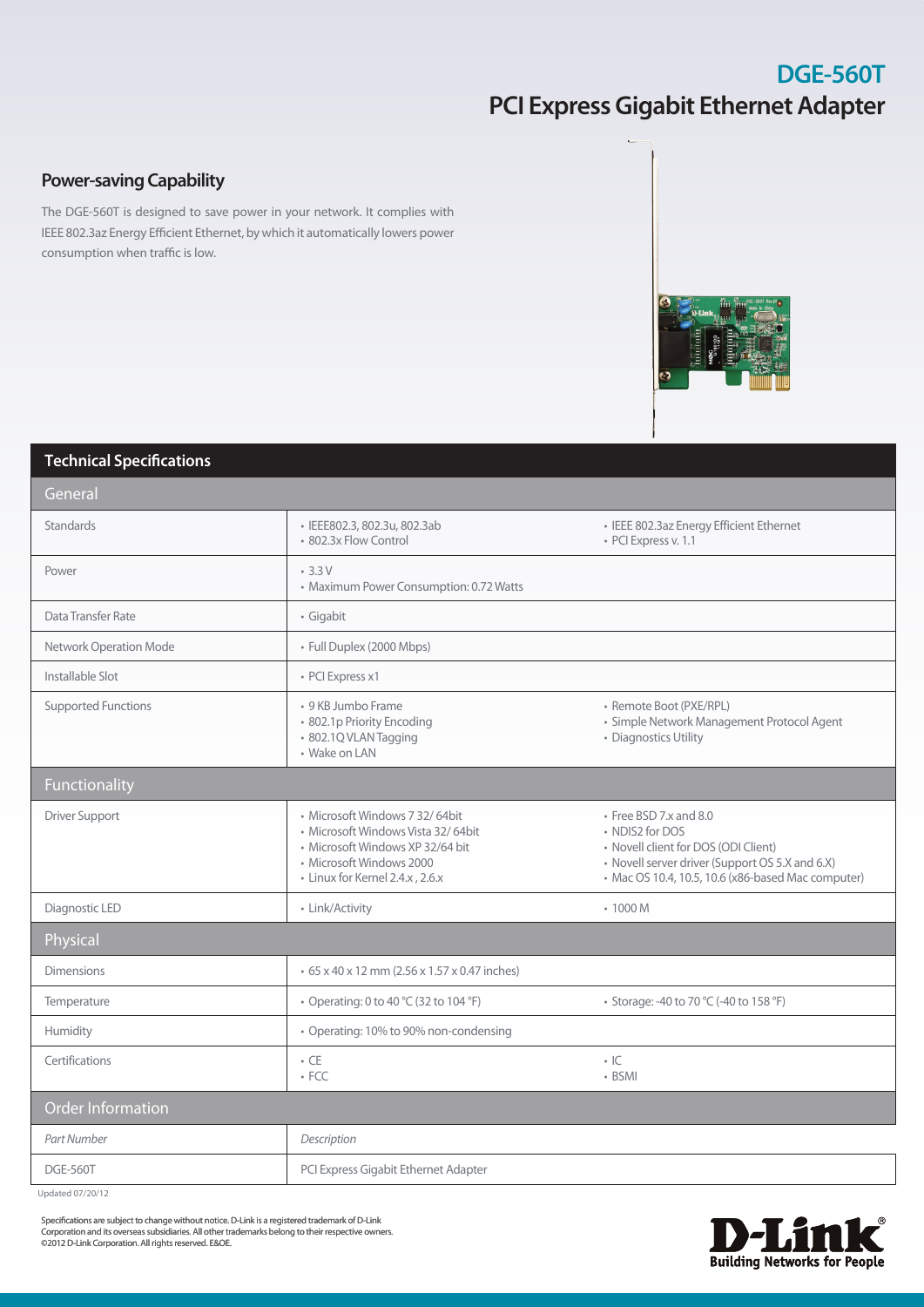# DGE-560T

## PCI Express Gigabit Ethernet Adapter

### Power-saving Capability

The DGE-560T is designed to save power in your network. It complies with IEEE 802.3az Energy Efficient Ethernet, by which it automatically lowers power consumption when traffic is low.

## Technical Specifications

| | | |
|---|---|---|
| **General** | | |
| Standards | • IEEE802.3, 802.3u, 802.3ab<br>• 802.3x Flow Control | • IEEE 802.3az Energy Efficient Ethernet<br>• PCI Express v. 1.1 |
| Power | • 3.3 V<br>• Maximum Power Consumption: 0.72 Watts | |
| Data Transfer Rate | • Gigabit | |
| Network Operation Mode | • Full Duplex (2000 Mbps) | |
| Installable Slot | • PCI Express x1 | |
| Supported Functions | • 9 KB Jumbo Frame<br>• 802.1p Priority Encoding<br>• 802.1Q VLAN Tagging<br>• Wake on LAN | • Remote Boot (PXE/RPL)<br>• Simple Network Management Protocol Agent<br>• Diagnostics Utility |
| **Functionality** | | |
| Driver Support | • Microsoft Windows 7 32/ 64bit<br>• Microsoft Windows Vista 32/ 64bit<br>• Microsoft Windows XP 32/64 bit<br>• Microsoft Windows 2000<br>• Linux for Kernel 2.4.x , 2.6.x | • Free BSD 7.x and 8.0<br>• NDIS2 for DOS<br>• Novell client for DOS (ODI Client)<br>• Novell server driver (Support OS 5.X and 6.X)<br>• Mac OS 10.4, 10.5, 10.6 (x86-based Mac computer) |
| Diagnostic LED | • Link/Activity | • 1000 M |
| **Physical** | | |
| Dimensions | • 65 x 40 x 12 mm (2.56 x 1.57 x 0.47 inches) | |
| Temperature | • Operating: 0 to 40 °C (32 to 104 °F) | • Storage: -40 to 70 °C (-40 to 158 °F) |
| Humidity | • Operating: 10% to 90% non-condensing | |
| Certifications | • CE<br>• FCC | • IC<br>• BSMI |

### Order Information

| *Part Number* | *Description* |
|---|---|
| DGE-560T | PCI Express Gigabit Ethernet Adapter |

Updated 07/20/12

Specifications are subject to change without notice. D-Link is a registered trademark of D-Link Corporation and its overseas subsidiaries. All other trademarks belong to their respective owners. ©2012 D-Link Corporation. All rights reserved. E&OE.

D-Link® Building Networks for People